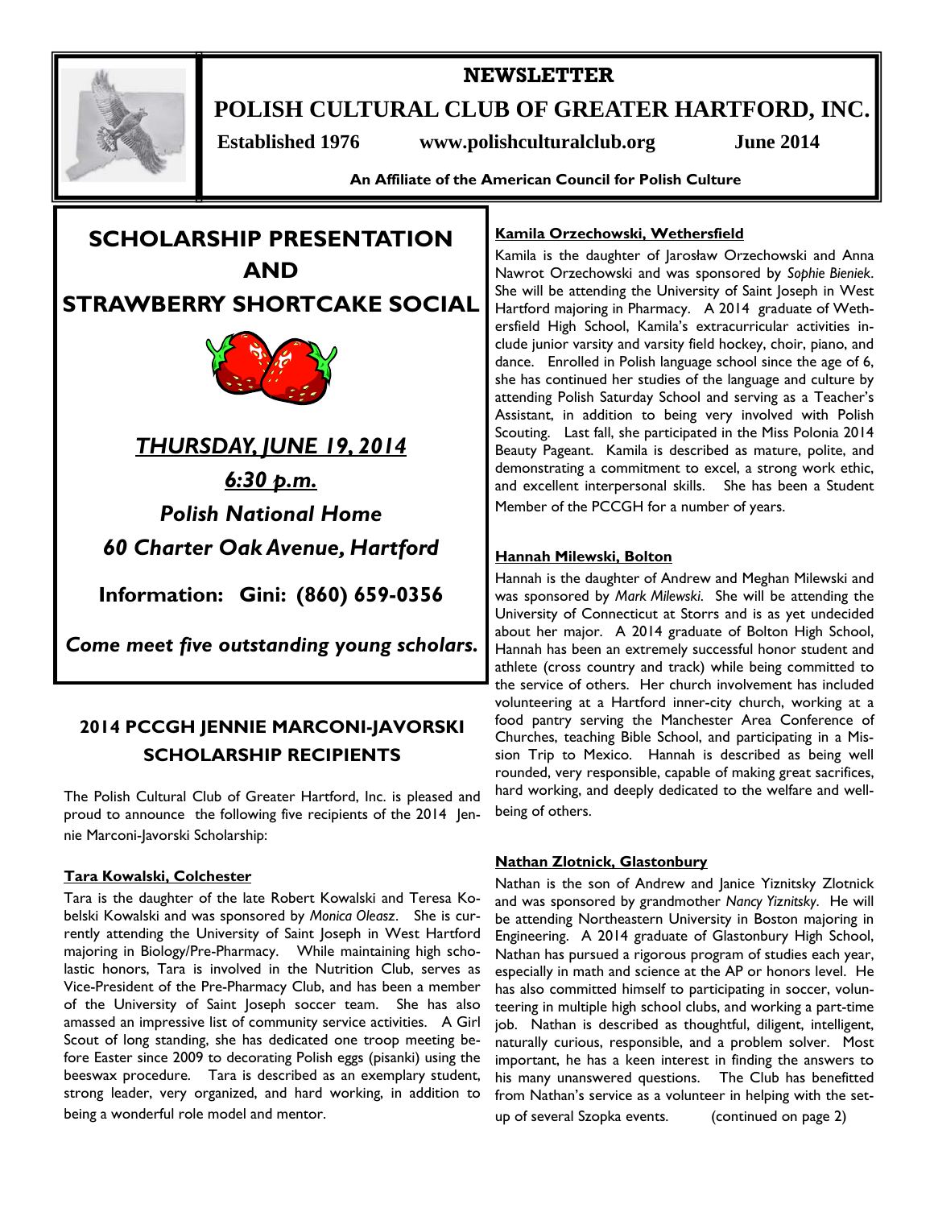# NEWSLETTER

# POLISH CULTURAL CLUB OF GREATER HARTFORD, INC.

**Established 1976** **www.polishculturalclub.org** **June 2014**

**An Affiliate of the American Council for Polish Culture**

## SCHOLARSHIP PRESENTATION AND STRAWBERRY SHORTCAKE SOCIAL

***THURSDAY, JUNE 19, 2014***

***6:30 p.m.***

***Polish National Home***

***60 Charter Oak Avenue, Hartford***

**Information: Gini: (860) 659-0356**

***Come meet five outstanding young scholars.***

## 2014 PCCGH JENNIE MARCONI-JAVORSKI SCHOLARSHIP RECIPIENTS

The Polish Cultural Club of Greater Hartford, Inc. is pleased and proud to announce the following five recipients of the 2014 Jennie Marconi-Javorski Scholarship:

### Tara Kowalski, Colchester

Tara is the daughter of the late Robert Kowalski and Teresa Kobelski Kowalski and was sponsored by *Monica Oleasz*. She is currently attending the University of Saint Joseph in West Hartford majoring in Biology/Pre-Pharmacy. While maintaining high scholastic honors, Tara is involved in the Nutrition Club, serves as Vice-President of the Pre-Pharmacy Club, and has been a member of the University of Saint Joseph soccer team. She has also amassed an impressive list of community service activities. A Girl Scout of long standing, she has dedicated one troop meeting before Easter since 2009 to decorating Polish eggs (pisanki) using the beeswax procedure. Tara is described as an exemplary student, strong leader, very organized, and hard working, in addition to being a wonderful role model and mentor.

### Kamila Orzechowski, Wethersfield

Kamila is the daughter of Jarosław Orzechowski and Anna Nawrot Orzechowski and was sponsored by *Sophie Bieniek*. She will be attending the University of Saint Joseph in West Hartford majoring in Pharmacy. A 2014 graduate of Wethersfield High School, Kamila's extracurricular activities include junior varsity and varsity field hockey, choir, piano, and dance. Enrolled in Polish language school since the age of 6, she has continued her studies of the language and culture by attending Polish Saturday School and serving as a Teacher's Assistant, in addition to being very involved with Polish Scouting. Last fall, she participated in the Miss Polonia 2014 Beauty Pageant. Kamila is described as mature, polite, and demonstrating a commitment to excel, a strong work ethic, and excellent interpersonal skills. She has been a Student Member of the PCCGH for a number of years.

### Hannah Milewski, Bolton

Hannah is the daughter of Andrew and Meghan Milewski and was sponsored by *Mark Milewski*. She will be attending the University of Connecticut at Storrs and is as yet undecided about her major. A 2014 graduate of Bolton High School, Hannah has been an extremely successful honor student and athlete (cross country and track) while being committed to the service of others. Her church involvement has included volunteering at a Hartford inner-city church, working at a food pantry serving the Manchester Area Conference of Churches, teaching Bible School, and participating in a Mission Trip to Mexico. Hannah is described as being well rounded, very responsible, capable of making great sacrifices, hard working, and deeply dedicated to the welfare and well-being of others.

### Nathan Zlotnick, Glastonbury

Nathan is the son of Andrew and Janice Yiznitsky Zlotnick and was sponsored by grandmother *Nancy Yiznitsky*. He will be attending Northeastern University in Boston majoring in Engineering. A 2014 graduate of Glastonbury High School, Nathan has pursued a rigorous program of studies each year, especially in math and science at the AP or honors level. He has also committed himself to participating in soccer, volunteering in multiple high school clubs, and working a part-time job. Nathan is described as thoughtful, diligent, intelligent, naturally curious, responsible, and a problem solver. Most important, he has a keen interest in finding the answers to his many unanswered questions. The Club has benefitted from Nathan's service as a volunteer in helping with the set-up of several Szopka events. (continued on page 2)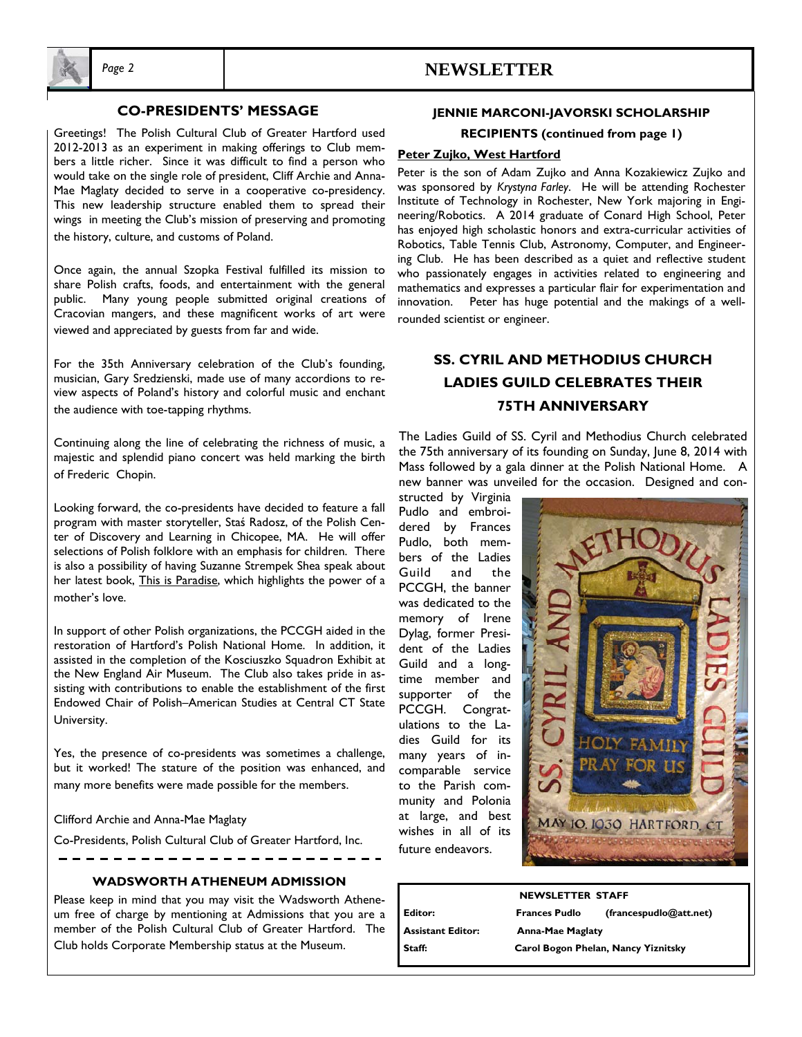## CO-PRESIDENTS' MESSAGE

Greetings! The Polish Cultural Club of Greater Hartford used 2012-2013 as an experiment in making offerings to Club members a little richer. Since it was difficult to find a person who would take on the single role of president, Cliff Archie and Anna-Mae Maglaty decided to serve in a cooperative co-presidency. This new leadership structure enabled them to spread their wings in meeting the Club's mission of preserving and promoting the history, culture, and customs of Poland.

Once again, the annual Szopka Festival fulfilled its mission to share Polish crafts, foods, and entertainment with the general public. Many young people submitted original creations of Cracovian mangers, and these magnificent works of art were viewed and appreciated by guests from far and wide.

For the 35th Anniversary celebration of the Club's founding, musician, Gary Sredzienski, made use of many accordions to review aspects of Poland's history and colorful music and enchant the audience with toe-tapping rhythms.

Continuing along the line of celebrating the richness of music, a majestic and splendid piano concert was held marking the birth of Frederic Chopin.

Looking forward, the co-presidents have decided to feature a fall program with master storyteller, Staś Radosz, of the Polish Center of Discovery and Learning in Chicopee, MA. He will offer selections of Polish folklore with an emphasis for children. There is also a possibility of having Suzanne Strempek Shea speak about her latest book, This is Paradise, which highlights the power of a mother's love.

In support of other Polish organizations, the PCCGH aided in the restoration of Hartford's Polish National Home. In addition, it assisted in the completion of the Kosciuszko Squadron Exhibit at the New England Air Museum. The Club also takes pride in assisting with contributions to enable the establishment of the first Endowed Chair of Polish–American Studies at Central CT State University.

Yes, the presence of co-presidents was sometimes a challenge, but it worked! The stature of the position was enhanced, and many more benefits were made possible for the members.

Clifford Archie and Anna-Mae Maglaty

Co-Presidents, Polish Cultural Club of Greater Hartford, Inc.

## WADSWORTH ATHENEUM ADMISSION

Please keep in mind that you may visit the Wadsworth Atheneum free of charge by mentioning at Admissions that you are a member of the Polish Cultural Club of Greater Hartford. The Club holds Corporate Membership status at the Museum.

## JENNIE MARCONI-JAVORSKI SCHOLARSHIP RECIPIENTS (continued from page 1)

**Peter Zujko, West Hartford**

Peter is the son of Adam Zujko and Anna Kozakiewicz Zujko and was sponsored by *Krystyna Farley*. He will be attending Rochester Institute of Technology in Rochester, New York majoring in Engineering/Robotics. A 2014 graduate of Conard High School, Peter has enjoyed high scholastic honors and extra-curricular activities of Robotics, Table Tennis Club, Astronomy, Computer, and Engineering Club. He has been described as a quiet and reflective student who passionately engages in activities related to engineering and mathematics and expresses a particular flair for experimentation and innovation. Peter has huge potential and the makings of a well-rounded scientist or engineer.

## SS. CYRIL AND METHODIUS CHURCH LADIES GUILD CELEBRATES THEIR 75TH ANNIVERSARY

The Ladies Guild of SS. Cyril and Methodius Church celebrated the 75th anniversary of its founding on Sunday, June 8, 2014 with Mass followed by a gala dinner at the Polish National Home. A new banner was unveiled for the occasion. Designed and constructed by Virginia Pudlo and embroidered by Frances Pudlo, both members of the Ladies Guild and the PCCGH, the banner was dedicated to the memory of Irene Dylag, former President of the Ladies Guild and a long-time member and supporter of the PCCGH. Congratulations to the Ladies Guild for its many years of incomparable service to the Parish community and Polonia at large, and best wishes in all of its future endeavors.

| NEWSLETTER STAFF | | |
|---|---|---|
| **Editor:** | **Frances Pudlo** | **(francespudlo@att.net)** |
| **Assistant Editor:** | **Anna-Mae Maglaty** | |
| **Staff:** | **Carol Bogon Phelan, Nancy Yiznitsky** | |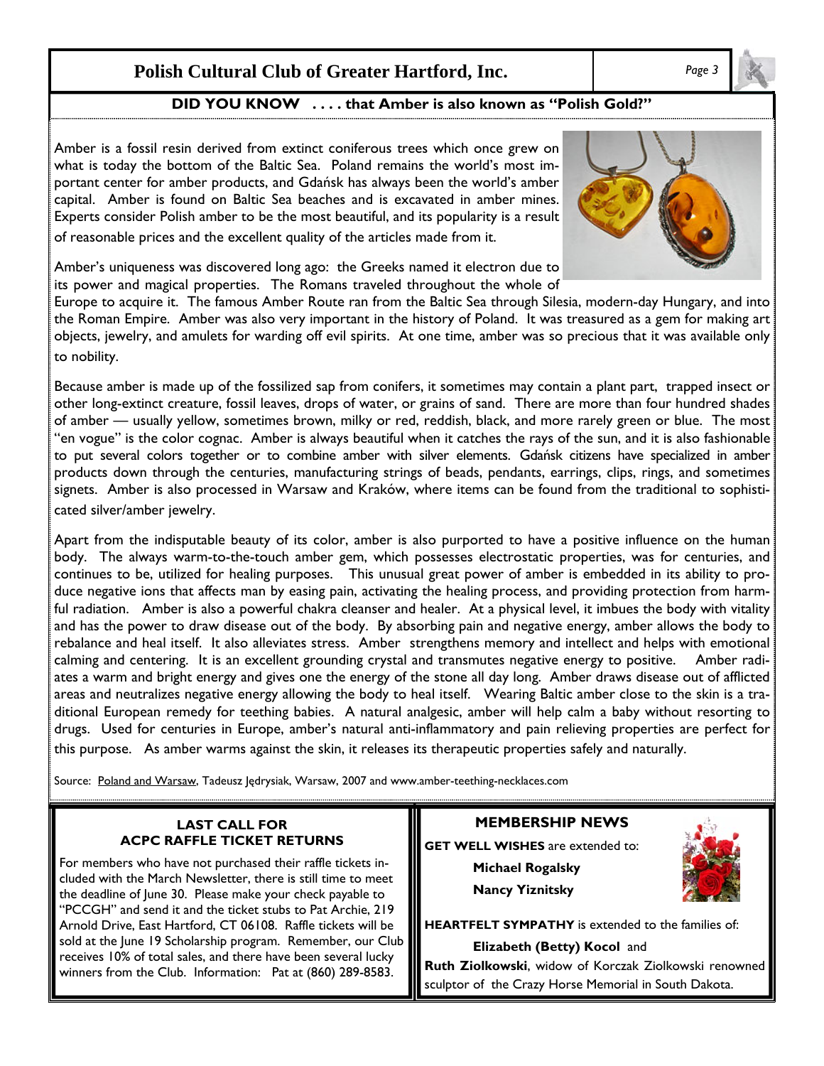## DID YOU KNOW . . . . that Amber is also known as "Polish Gold?"

Amber is a fossil resin derived from extinct coniferous trees which once grew on what is today the bottom of the Baltic Sea. Poland remains the world's most important center for amber products, and Gdańsk has always been the world's amber capital. Amber is found on Baltic Sea beaches and is excavated in amber mines. Experts consider Polish amber to be the most beautiful, and its popularity is a result of reasonable prices and the excellent quality of the articles made from it.

Amber's uniqueness was discovered long ago: the Greeks named it electron due to its power and magical properties. The Romans traveled throughout the whole of Europe to acquire it. The famous Amber Route ran from the Baltic Sea through Silesia, modern-day Hungary, and into the Roman Empire. Amber was also very important in the history of Poland. It was treasured as a gem for making art objects, jewelry, and amulets for warding off evil spirits. At one time, amber was so precious that it was available only to nobility.

Because amber is made up of the fossilized sap from conifers, it sometimes may contain a plant part, trapped insect or other long-extinct creature, fossil leaves, drops of water, or grains of sand. There are more than four hundred shades of amber — usually yellow, sometimes brown, milky or red, reddish, black, and more rarely green or blue. The most "en vogue" is the color cognac. Amber is always beautiful when it catches the rays of the sun, and it is also fashionable to put several colors together or to combine amber with silver elements. Gdańsk citizens have specialized in amber products down through the centuries, manufacturing strings of beads, pendants, earrings, clips, rings, and sometimes signets. Amber is also processed in Warsaw and Kraków, where items can be found from the traditional to sophisticated silver/amber jewelry.

Apart from the indisputable beauty of its color, amber is also purported to have a positive influence on the human body. The always warm-to-the-touch amber gem, which possesses electrostatic properties, was for centuries, and continues to be, utilized for healing purposes. This unusual great power of amber is embedded in its ability to produce negative ions that affects man by easing pain, activating the healing process, and providing protection from harmful radiation. Amber is also a powerful chakra cleanser and healer. At a physical level, it imbues the body with vitality and has the power to draw disease out of the body. By absorbing pain and negative energy, amber allows the body to rebalance and heal itself. It also alleviates stress. Amber strengthens memory and intellect and helps with emotional calming and centering. It is an excellent grounding crystal and transmutes negative energy to positive. Amber radiates a warm and bright energy and gives one the energy of the stone all day long. Amber draws disease out of afflicted areas and neutralizes negative energy allowing the body to heal itself. Wearing Baltic amber close to the skin is a traditional European remedy for teething babies. A natural analgesic, amber will help calm a baby without resorting to drugs. Used for centuries in Europe, amber's natural anti-inflammatory and pain relieving properties are perfect for this purpose. As amber warms against the skin, it releases its therapeutic properties safely and naturally.

Source: Poland and Warsaw, Tadeusz Jędrysiak, Warsaw, 2007 and www.amber-teething-necklaces.com

### LAST CALL FOR ACPC RAFFLE TICKET RETURNS

For members who have not purchased their raffle tickets included with the March Newsletter, there is still time to meet the deadline of June 30. Please make your check payable to "PCCGH" and send it and the ticket stubs to Pat Archie, 219 Arnold Drive, East Hartford, CT 06108. Raffle tickets will be sold at the June 19 Scholarship program. Remember, our Club receives 10% of total sales, and there have been several lucky winners from the Club. Information: Pat at (860) 289-8583.

### MEMBERSHIP NEWS

**GET WELL WISHES** are extended to:

**Michael Rogalsky**

**Nancy Yiznitsky**

**HEARTFELT SYMPATHY** is extended to the families of:

**Elizabeth (Betty) Kocol** and

**Ruth Ziolkowski**, widow of Korczak Ziolkowski renowned sculptor of the Crazy Horse Memorial in South Dakota.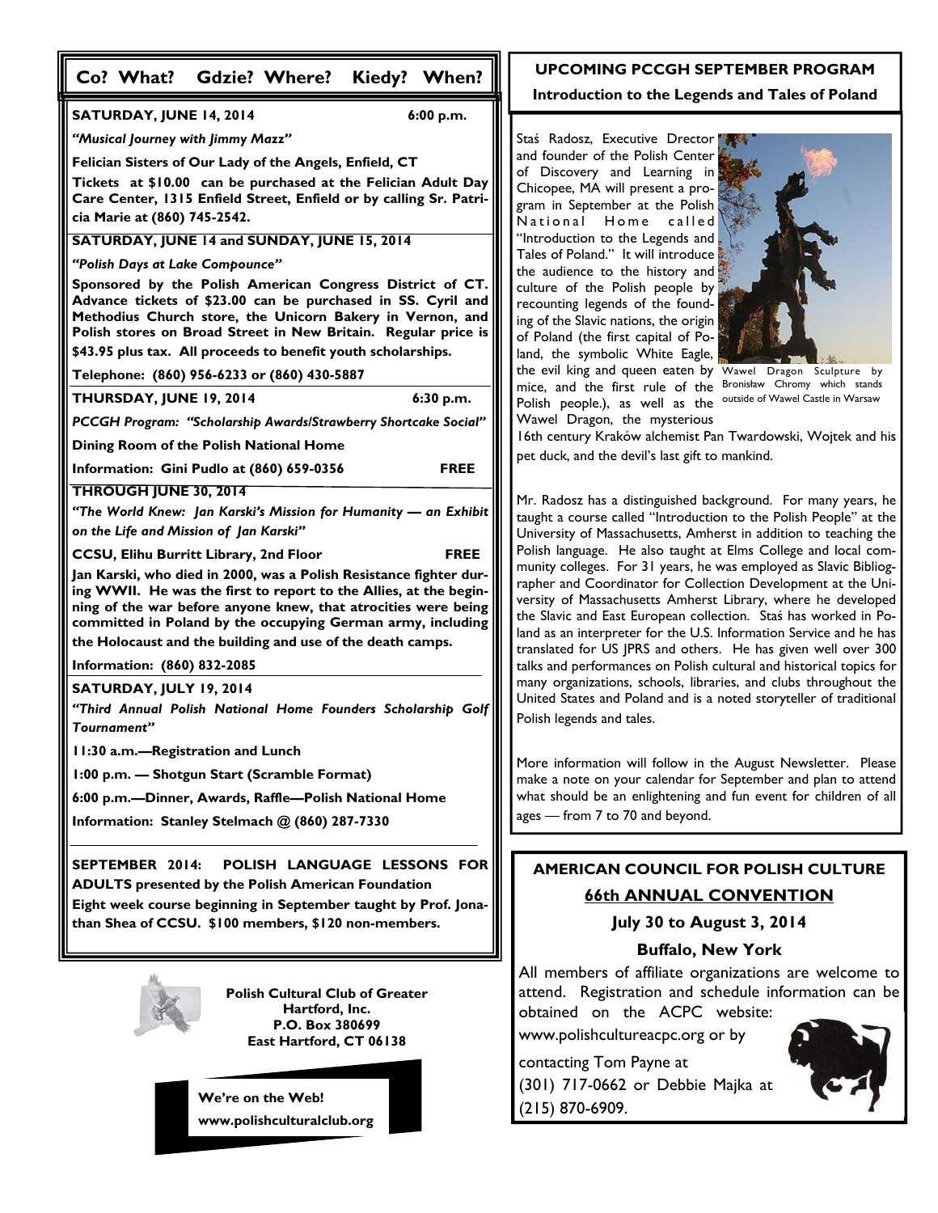## Co? What? Gdzie? Where? Kiedy? When?

**SATURDAY, JUNE 14, 2014** **6:00 p.m.**

***"Musical Journey with Jimmy Mazz"***

**Felician Sisters of Our Lady of the Angels, Enfield, CT**

**Tickets at $10.00 can be purchased at the Felician Adult Day Care Center, 1315 Enfield Street, Enfield or by calling Sr. Patricia Marie at (860) 745-2542.**

**SATURDAY, JUNE 14 and SUNDAY, JUNE 15, 2014**

***"Polish Days at Lake Compounce"***

**Sponsored by the Polish American Congress District of CT. Advance tickets of $23.00 can be purchased in SS. Cyril and Methodius Church store, the Unicorn Bakery in Vernon, and Polish stores on Broad Street in New Britain. Regular price is $43.95 plus tax. All proceeds to benefit youth scholarships.**

**Telephone: (860) 956-6233 or (860) 430-5887**

**THURSDAY, JUNE 19, 2014** **6:30 p.m.**

***PCCGH Program: "Scholarship Awards/Strawberry Shortcake Social"***

**Dining Room of the Polish National Home**

**Information: Gini Pudlo at (860) 659-0356** **FREE**

**THROUGH JUNE 30, 2014**

***"The World Knew: Jan Karski's Mission for Humanity — an Exhibit on the Life and Mission of Jan Karski"***

**CCSU, Elihu Burritt Library, 2nd Floor** **FREE**

**Jan Karski, who died in 2000, was a Polish Resistance fighter during WWII. He was the first to report to the Allies, at the beginning of the war before anyone knew, that atrocities were being committed in Poland by the occupying German army, including the Holocaust and the building and use of the death camps.**

**Information: (860) 832-2085**

**SATURDAY, JULY 19, 2014**

***"Third Annual Polish National Home Founders Scholarship Golf Tournament"***

**11:30 a.m.—Registration and Lunch**

**1:00 p.m. — Shotgun Start (Scramble Format)**

**6:00 p.m.—Dinner, Awards, Raffle—Polish National Home**

**Information: Stanley Stelmach @ (860) 287-7330**

**SEPTEMBER 2014: POLISH LANGUAGE LESSONS FOR ADULTS presented by the Polish American Foundation**

**Eight week course beginning in September taught by Prof. Jonathan Shea of CCSU. $100 members, $120 non-members.**

**Polish Cultural Club of Greater Hartford, Inc.**
**P.O. Box 380699**
**East Hartford, CT 06138**

**We're on the Web!**
**www.polishculturalclub.org**

## UPCOMING PCCGH SEPTEMBER PROGRAM

### Introduction to the Legends and Tales of Poland

Staś Radosz, Executive Drector and founder of the Polish Center of Discovery and Learning in Chicopee, MA will present a program in September at the Polish National Home called "Introduction to the Legends and Tales of Poland." It will introduce the audience to the history and culture of the Polish people by recounting legends of the founding of the Slavic nations, the origin of Poland (the first capital of Poland, the symbolic White Eagle, the evil king and queen eaten by mice, and the first rule of the Polish people.), as well as the Wawel Dragon, the mysterious 16th century Kraków alchemist Pan Twardowski, Wojtek and his pet duck, and the devil's last gift to mankind.

Wawel Dragon Sculpture by Bronisław Chromy which stands outside of Wawel Castle in Warsaw

Mr. Radosz has a distinguished background. For many years, he taught a course called "Introduction to the Polish People" at the University of Massachusetts, Amherst in addition to teaching the Polish language. He also taught at Elms College and local community colleges. For 31 years, he was employed as Slavic Bibliographer and Coordinator for Collection Development at the University of Massachusetts Amherst Library, where he developed the Slavic and East European collection. Staś has worked in Poland as an interpreter for the U.S. Information Service and he has translated for US JPRS and others. He has given well over 300 talks and performances on Polish cultural and historical topics for many organizations, schools, libraries, and clubs throughout the United States and Poland and is a noted storyteller of traditional Polish legends and tales.

More information will follow in the August Newsletter. Please make a note on your calendar for September and plan to attend what should be an enlightening and fun event for children of all ages — from 7 to 70 and beyond.

## AMERICAN COUNCIL FOR POLISH CULTURE

### 66th ANNUAL CONVENTION

**July 30 to August 3, 2014**

**Buffalo, New York**

All members of affiliate organizations are welcome to attend. Registration and schedule information can be obtained on the ACPC website: www.polishcultureacpc.org or by contacting Tom Payne at (301) 717-0662 or Debbie Majka at (215) 870-6909.